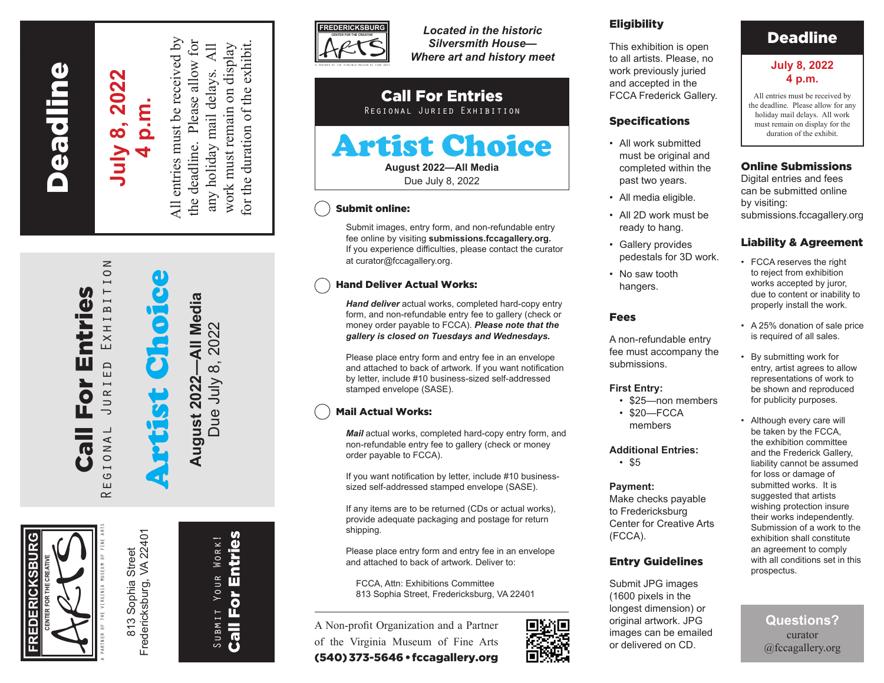# Deadline

**July 8, 2022**
**4 p.m.**

All entries must be received by the deadline. Please allow for any holiday mail delays. All work must remain on display for the duration of the exhibit.

# Call For Entries

REGIONAL JURIED EXHIBITION

## Artist Choice

**August 2022—All Media**
Due July 8, 2022

FREDERICKSBURG CENTER FOR THE CREATIVE ARTS
A PARTNER OF THE VIRGINIA MUSEUM OF FINE ARTS

813 Sophia Street
Fredericksburg, VA 22401

SUBMIT YOUR WORK!
**Call For Entries**

---

FREDERICKSBURG CENTER FOR THE CREATIVE ARTS
A PARTNER OF THE VIRGINIA MUSEUM OF FINE ARTS

*Located in the historic Silversmith House— Where art and history meet*

# Call For Entries

REGIONAL JURIED EXHIBITION

## Artist Choice

**August 2022—All Media**
Due July 8, 2022

### Submit online:

Submit images, entry form, and non-refundable entry fee online by visiting **submissions.fccagallery.org.** If you experience difficulties, please contact the curator at curator@fccagallery.org.

### Hand Deliver Actual Works:

***Hand deliver*** actual works, completed hard-copy entry form, and non-refundable entry fee to gallery (check or money order payable to FCCA). ***Please note that the gallery is closed on Tuesdays and Wednesdays.***

Please place entry form and entry fee in an envelope and attached to back of artwork. If you want notification by letter, include #10 business-sized self-addressed stamped envelope (SASE).

### Mail Actual Works:

***Mail*** actual works, completed hard-copy entry form, and non-refundable entry fee to gallery (check or money order payable to FCCA).

If you want notification by letter, include #10 business-sized self-addressed stamped envelope (SASE).

If any items are to be returned (CDs or actual works), provide adequate packaging and postage for return shipping.

Please place entry form and entry fee in an envelope and attached to back of artwork. Deliver to:

FCCA, Attn: Exhibitions Committee
813 Sophia Street, Fredericksburg, VA 22401

A Non-profit Organization and a Partner of the Virginia Museum of Fine Arts
**(540) 373-5646 • fccagallery.org**

---

### Eligibility

This exhibition is open to all artists. Please, no work previously juried and accepted in the FCCA Frederick Gallery.

### Specifications

- All work submitted must be original and completed within the past two years.
- All media eligible.
- All 2D work must be ready to hang.
- Gallery provides pedestals for 3D work.
- No saw tooth hangers.

### Fees

A non-refundable entry fee must accompany the submissions.

**First Entry:**
- $25—non members
- $20—FCCA members

**Additional Entries:**
- $5

**Payment:**
Make checks payable to Fredericksburg Center for Creative Arts (FCCA).

### Entry Guidelines

Submit JPG images (1600 pixels in the longest dimension) or original artwork. JPG images can be emailed or delivered on CD.

---

# Deadline

**July 8, 2022**
**4 p.m.**

All entries must be received by the deadline. Please allow for any holiday mail delays. All work must remain on display for the duration of the exhibit.

### Online Submissions

Digital entries and fees can be submitted online by visiting: submissions.fccagallery.org

### Liability & Agreement

- FCCA reserves the right to reject from exhibition works accepted by juror, due to content or inability to properly install the work.
- A 25% donation of sale price is required of all sales.
- By submitting work for entry, artist agrees to allow representations of work to be shown and reproduced for publicity purposes.
- Although every care will be taken by the FCCA, the exhibition committee and the Frederick Gallery, liability cannot be assumed for loss or damage of submitted works. It is suggested that artists wishing protection insure their works independently. Submission of a work to the exhibition shall constitute an agreement to comply with all conditions set in this prospectus.

**Questions?**
curator
@fccagallery.org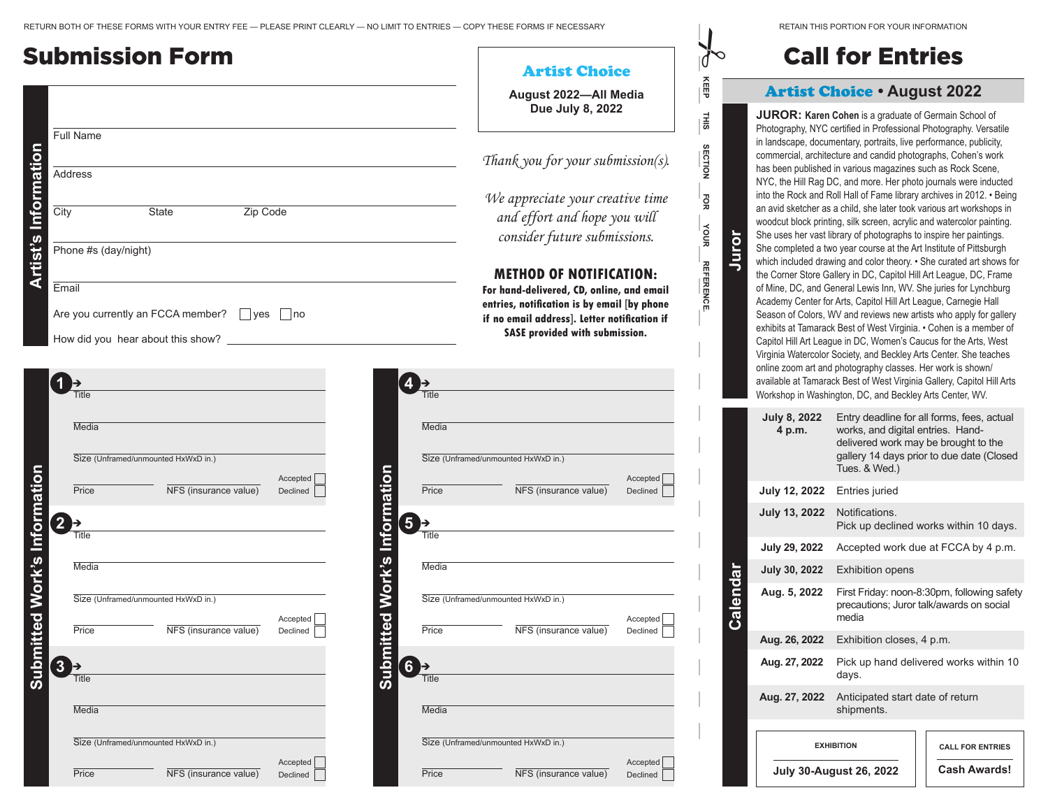RETURN BOTH OF THESE FORMS WITH YOUR ENTRY FEE — PLEASE PRINT CLEARLY — NO LIMIT TO ENTRIES — COPY THESE FORMS IF NECESSARY

# Submission Form

## Artist's Information

Full Name

Address

City State Zip Code

Phone #s (day/night)

Email

Are you currently an FCCA member? ☐ yes ☐ no

How did you hear about this show? ______

**Artist Choice**

**August 2022—All Media**
**Due July 8, 2022**

*Thank you for your submission(s).*

*We appreciate your creative time and effort and hope you will consider future submissions.*

**METHOD OF NOTIFICATION:**
**For hand-delivered, CD, online, and email entries, notification is by email [by phone if no email address]. Letter notification is SASE provided with submission.**

## Submitted Work's Information

**1** →
Title
Media
Size (Unframed/unmounted HxWxD in.)
Price NFS (insurance value) Accepted ☐ Declined ☐

**2** →
Title
Media
Size (Unframed/unmounted HxWxD in.)
Price NFS (insurance value) Accepted ☐ Declined ☐

**3** →
Title
Media
Size (Unframed/unmounted HxWxD in.)
Price NFS (insurance value) Accepted ☐ Declined ☐

**4** →
Title
Media
Size (Unframed/unmounted HxWxD in.)
Price NFS (insurance value) Accepted ☐ Declined ☐

**5** →
Title
Media
Size (Unframed/unmounted HxWxD in.)
Price NFS (insurance value) Accepted ☐ Declined ☐

**6** →
Title
Media
Size (Unframed/unmounted HxWxD in.)
Price NFS (insurance value) Accepted ☐ Declined ☐

KEEP THIS SECTION FOR YOUR REFERENCE.

RETAIN THIS PORTION FOR YOUR INFORMATION

# Call for Entries

## Artist Choice • August 2022

### Juror

**JUROR: Karen Cohen** is a graduate of Germain School of Photography, NYC certified in Professional Photography. Versatile in landscape, documentary, portraits, live performance, publicity, commercial, architecture and candid photographs, Cohen's work has been published in various magazines such as Rock Scene, NYC, the Hill Rag DC, and more. Her photo journals were inducted into the Rock and Roll Hall of Fame library archives in 2012. • Being an avid sketcher as a child, she later took various art workshops in woodcut block printing, silk screen, acrylic and watercolor painting. She uses her vast library of photographs to inspire her paintings. She completed a two year course at the Art Institute of Pittsburgh which included drawing and color theory. • She curated art shows for the Corner Store Gallery in DC, Capitol Hill Art League, DC, Frame of Mine, DC, and General Lewis Inn, WV. She juries for Lynchburg Academy Center for Arts, Capitol Hill Art League, Carnegie Hall Season of Colors, WV and reviews new artists who apply for gallery exhibits at Tamarack Best of West Virginia. • Cohen is a member of Capitol Hill Art League in DC, Women's Caucus for the Arts, West Virginia Watercolor Society, and Beckley Arts Center. She teaches online zoom art and photography classes. Her work is shown/available at Tamarack Best of West Virginia Gallery, Capitol Hill Arts Workshop in Washington, DC, and Beckley Arts Center, WV.

### Calendar

| | |
|---|---|
| **July 8, 2022 4 p.m.** | Entry deadline for all forms, fees, actual works, and digital entries. Hand-delivered work may be brought to the gallery 14 days prior to due date (Closed Tues. & Wed.) |
| **July 12, 2022** | Entries juried |
| **July 13, 2022** | Notifications. Pick up declined works within 10 days. |
| **July 29, 2022** | Accepted work due at FCCA by 4 p.m. |
| **July 30, 2022** | Exhibition opens |
| **Aug. 5, 2022** | First Friday: noon-8:30pm, following safety precautions; Juror talk/awards on social media |
| **Aug. 26, 2022** | Exhibition closes, 4 p.m. |
| **Aug. 27, 2022** | Pick up hand delivered works within 10 days. |
| **Aug. 27, 2022** | Anticipated start date of return shipments. |

EXHIBITION
**July 30-August 26, 2022**

CALL FOR ENTRIES
**Cash Awards!**